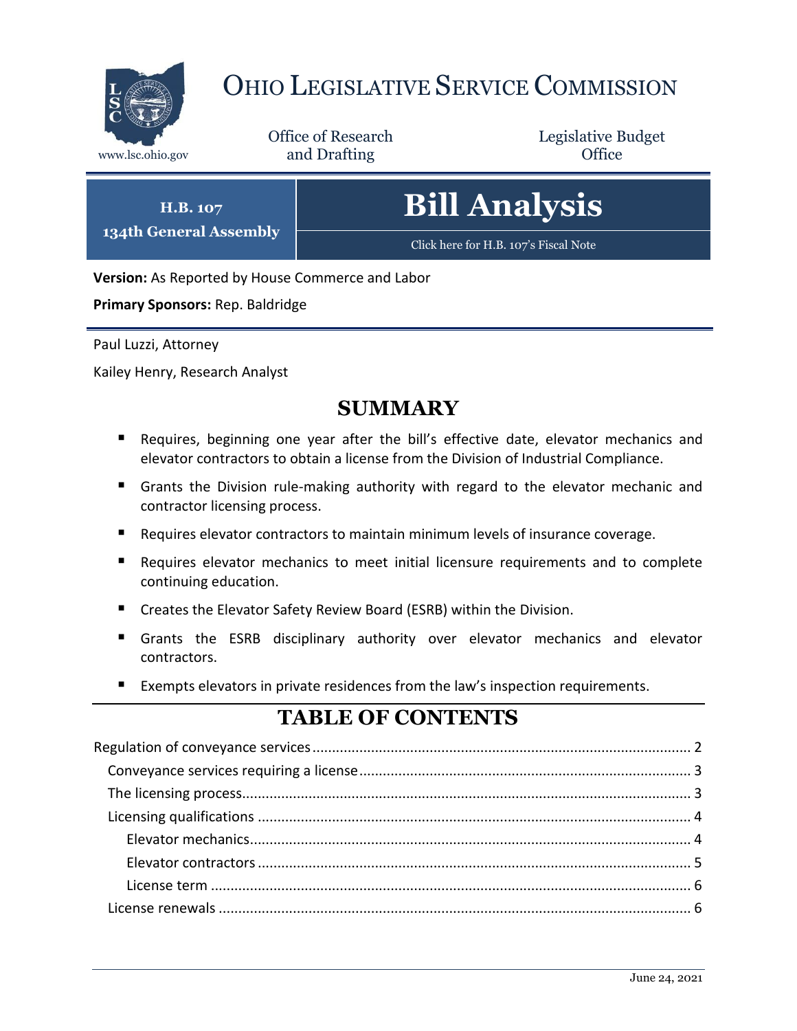# Ohio Legislative Service Commission

www.lsc.ohio.gov

Office of Research and Drafting

Legislative Budget Office

**H.B. 107**
**134th General Assembly**

# Bill Analysis

Click here for H.B. 107's Fiscal Note

**Version:** As Reported by House Commerce and Labor

**Primary Sponsors:** Rep. Baldridge

Paul Luzzi, Attorney

Kailey Henry, Research Analyst

## SUMMARY

- Requires, beginning one year after the bill's effective date, elevator mechanics and elevator contractors to obtain a license from the Division of Industrial Compliance.
- Grants the Division rule-making authority with regard to the elevator mechanic and contractor licensing process.
- Requires elevator contractors to maintain minimum levels of insurance coverage.
- Requires elevator mechanics to meet initial licensure requirements and to complete continuing education.
- Creates the Elevator Safety Review Board (ESRB) within the Division.
- Grants the ESRB disciplinary authority over elevator mechanics and elevator contractors.
- Exempts elevators in private residences from the law's inspection requirements.

## TABLE OF CONTENTS

Regulation of conveyance services ..... 2
- Conveyance services requiring a license ..... 3
- The licensing process ..... 3
- Licensing qualifications ..... 4
  - Elevator mechanics ..... 4
  - Elevator contractors ..... 5
  - License term ..... 6
- License renewals ..... 6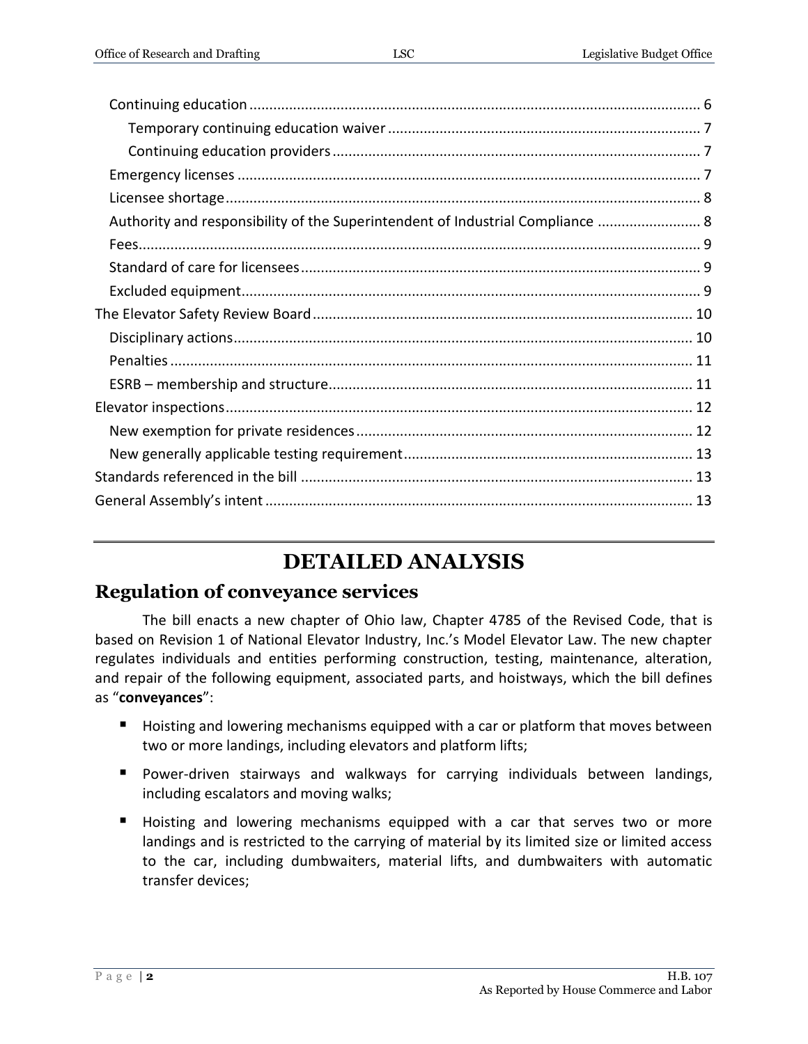Continuing education ........................................................................................................ 6

Temporary continuing education waiver ............................................................................ 7

Continuing education providers .......................................................................................... 7

Emergency licenses ............................................................................................................. 7

Licensee shortage ................................................................................................................ 8

Authority and responsibility of the Superintendent of Industrial Compliance ......................... 8

Fees ...................................................................................................................................... 9

Standard of care for licensees .............................................................................................. 9

Excluded equipment ............................................................................................................. 9

The Elevator Safety Review Board ........................................................................................... 10

Disciplinary actions ............................................................................................................. 10

Penalties .............................................................................................................................. 11

ESRB – membership and structure ..................................................................................... 11

Elevator inspections ................................................................................................................ 12

New exemption for private residences ................................................................................ 12

New generally applicable testing requirement .................................................................... 13

Standards referenced in the bill ............................................................................................... 13

General Assembly's intent ........................................................................................................ 13

# DETAILED ANALYSIS

## Regulation of conveyance services

The bill enacts a new chapter of Ohio law, Chapter 4785 of the Revised Code, that is based on Revision 1 of National Elevator Industry, Inc.'s Model Elevator Law. The new chapter regulates individuals and entities performing construction, testing, maintenance, alteration, and repair of the following equipment, associated parts, and hoistways, which the bill defines as "**conveyances**":

- Hoisting and lowering mechanisms equipped with a car or platform that moves between two or more landings, including elevators and platform lifts;
- Power-driven stairways and walkways for carrying individuals between landings, including escalators and moving walks;
- Hoisting and lowering mechanisms equipped with a car that serves two or more landings and is restricted to the carrying of material by its limited size or limited access to the car, including dumbwaiters, material lifts, and dumbwaiters with automatic transfer devices;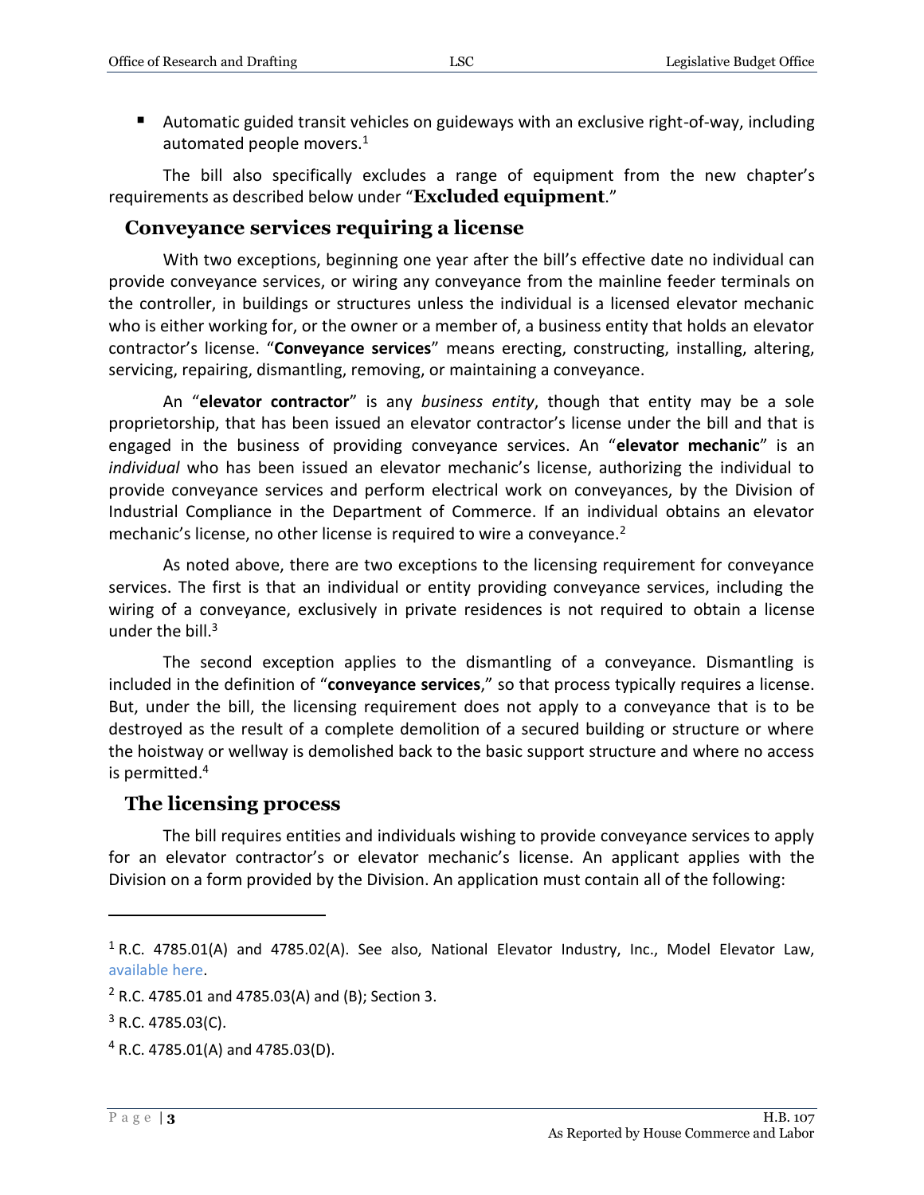- Automatic guided transit vehicles on guideways with an exclusive right-of-way, including automated people movers.[1]

The bill also specifically excludes a range of equipment from the new chapter's requirements as described below under "**Excluded equipment**."

## Conveyance services requiring a license

With two exceptions, beginning one year after the bill's effective date no individual can provide conveyance services, or wiring any conveyance from the mainline feeder terminals on the controller, in buildings or structures unless the individual is a licensed elevator mechanic who is either working for, or the owner or a member of, a business entity that holds an elevator contractor's license. "**Conveyance services**" means erecting, constructing, installing, altering, servicing, repairing, dismantling, removing, or maintaining a conveyance.

An "**elevator contractor**" is any *business entity*, though that entity may be a sole proprietorship, that has been issued an elevator contractor's license under the bill and that is engaged in the business of providing conveyance services. An "**elevator mechanic**" is an *individual* who has been issued an elevator mechanic's license, authorizing the individual to provide conveyance services and perform electrical work on conveyances, by the Division of Industrial Compliance in the Department of Commerce. If an individual obtains an elevator mechanic's license, no other license is required to wire a conveyance.[2]

As noted above, there are two exceptions to the licensing requirement for conveyance services. The first is that an individual or entity providing conveyance services, including the wiring of a conveyance, exclusively in private residences is not required to obtain a license under the bill.[3]

The second exception applies to the dismantling of a conveyance. Dismantling is included in the definition of "**conveyance services**," so that process typically requires a license. But, under the bill, the licensing requirement does not apply to a conveyance that is to be destroyed as the result of a complete demolition of a secured building or structure or where the hoistway or wellway is demolished back to the basic support structure and where no access is permitted.[4]

## The licensing process

The bill requires entities and individuals wishing to provide conveyance services to apply for an elevator contractor's or elevator mechanic's license. An applicant applies with the Division on a form provided by the Division. An application must contain all of the following:

---

[1] R.C. 4785.01(A) and 4785.02(A). See also, National Elevator Industry, Inc., Model Elevator Law, available here.

[2] R.C. 4785.01 and 4785.03(A) and (B); Section 3.

[3] R.C. 4785.03(C).

[4] R.C. 4785.01(A) and 4785.03(D).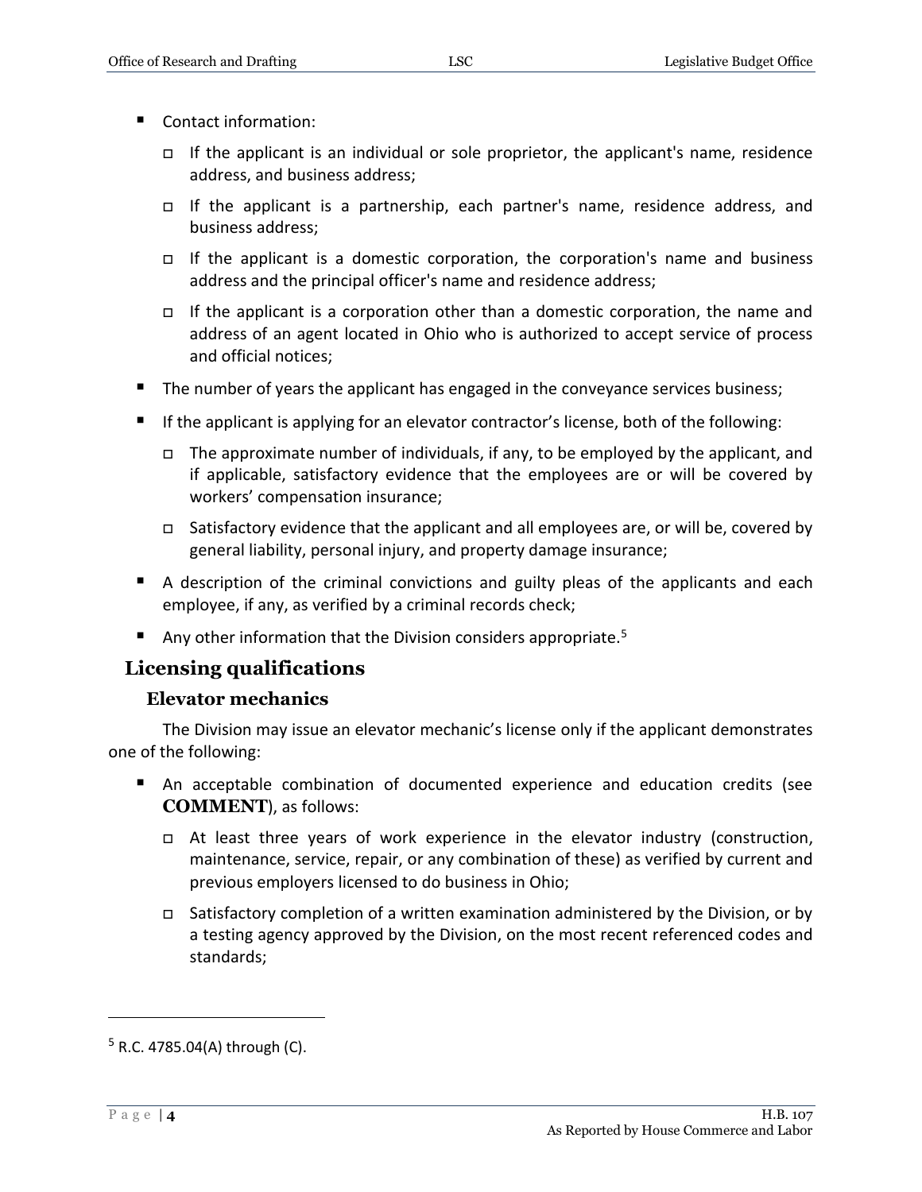- Contact information:
  - If the applicant is an individual or sole proprietor, the applicant's name, residence address, and business address;
  - If the applicant is a partnership, each partner's name, residence address, and business address;
  - If the applicant is a domestic corporation, the corporation's name and business address and the principal officer's name and residence address;
  - If the applicant is a corporation other than a domestic corporation, the name and address of an agent located in Ohio who is authorized to accept service of process and official notices;
- The number of years the applicant has engaged in the conveyance services business;
- If the applicant is applying for an elevator contractor's license, both of the following:
  - The approximate number of individuals, if any, to be employed by the applicant, and if applicable, satisfactory evidence that the employees are or will be covered by workers' compensation insurance;
  - Satisfactory evidence that the applicant and all employees are, or will be, covered by general liability, personal injury, and property damage insurance;
- A description of the criminal convictions and guilty pleas of the applicants and each employee, if any, as verified by a criminal records check;
- Any other information that the Division considers appropriate.[5]

## Licensing qualifications

### Elevator mechanics

The Division may issue an elevator mechanic's license only if the applicant demonstrates one of the following:

- An acceptable combination of documented experience and education credits (see **COMMENT**), as follows:
  - At least three years of work experience in the elevator industry (construction, maintenance, service, repair, or any combination of these) as verified by current and previous employers licensed to do business in Ohio;
  - Satisfactory completion of a written examination administered by the Division, or by a testing agency approved by the Division, on the most recent referenced codes and standards;

[5] R.C. 4785.04(A) through (C).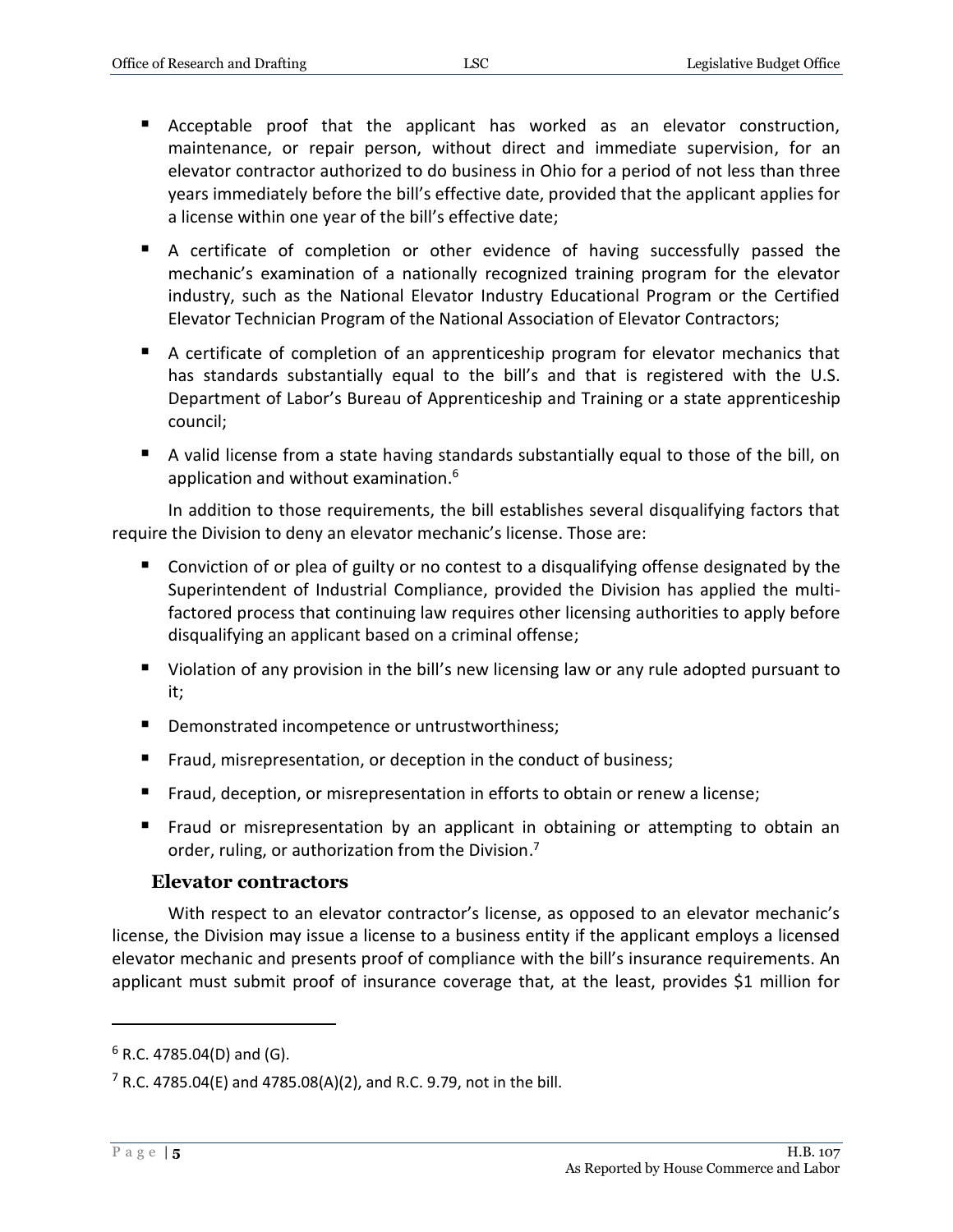- Acceptable proof that the applicant has worked as an elevator construction, maintenance, or repair person, without direct and immediate supervision, for an elevator contractor authorized to do business in Ohio for a period of not less than three years immediately before the bill's effective date, provided that the applicant applies for a license within one year of the bill's effective date;
- A certificate of completion or other evidence of having successfully passed the mechanic's examination of a nationally recognized training program for the elevator industry, such as the National Elevator Industry Educational Program or the Certified Elevator Technician Program of the National Association of Elevator Contractors;
- A certificate of completion of an apprenticeship program for elevator mechanics that has standards substantially equal to the bill's and that is registered with the U.S. Department of Labor's Bureau of Apprenticeship and Training or a state apprenticeship council;
- A valid license from a state having standards substantially equal to those of the bill, on application and without examination.[6]

In addition to those requirements, the bill establishes several disqualifying factors that require the Division to deny an elevator mechanic's license. Those are:

- Conviction of or plea of guilty or no contest to a disqualifying offense designated by the Superintendent of Industrial Compliance, provided the Division has applied the multi-factored process that continuing law requires other licensing authorities to apply before disqualifying an applicant based on a criminal offense;
- Violation of any provision in the bill's new licensing law or any rule adopted pursuant to it;
- Demonstrated incompetence or untrustworthiness;
- Fraud, misrepresentation, or deception in the conduct of business;
- Fraud, deception, or misrepresentation in efforts to obtain or renew a license;
- Fraud or misrepresentation by an applicant in obtaining or attempting to obtain an order, ruling, or authorization from the Division.[7]

### Elevator contractors

With respect to an elevator contractor's license, as opposed to an elevator mechanic's license, the Division may issue a license to a business entity if the applicant employs a licensed elevator mechanic and presents proof of compliance with the bill's insurance requirements. An applicant must submit proof of insurance coverage that, at the least, provides $1 million for

---

[6] R.C. 4785.04(D) and (G).

[7] R.C. 4785.04(E) and 4785.08(A)(2), and R.C. 9.79, not in the bill.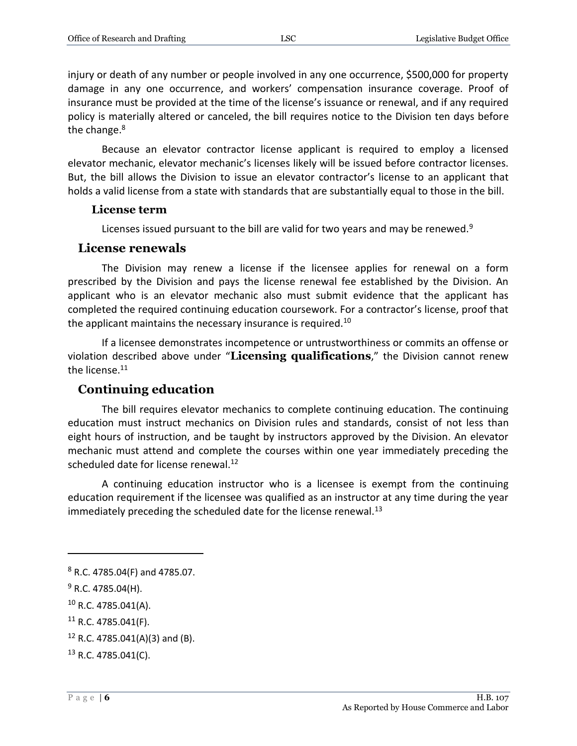injury or death of any number or people involved in any one occurrence, \$500,000 for property damage in any one occurrence, and workers' compensation insurance coverage. Proof of insurance must be provided at the time of the license's issuance or renewal, and if any required policy is materially altered or canceled, the bill requires notice to the Division ten days before the change.[8]

Because an elevator contractor license applicant is required to employ a licensed elevator mechanic, elevator mechanic's licenses likely will be issued before contractor licenses. But, the bill allows the Division to issue an elevator contractor's license to an applicant that holds a valid license from a state with standards that are substantially equal to those in the bill.

### License term

Licenses issued pursuant to the bill are valid for two years and may be renewed.[9]

## License renewals

The Division may renew a license if the licensee applies for renewal on a form prescribed by the Division and pays the license renewal fee established by the Division. An applicant who is an elevator mechanic also must submit evidence that the applicant has completed the required continuing education coursework. For a contractor's license, proof that the applicant maintains the necessary insurance is required.[10]

If a licensee demonstrates incompetence or untrustworthiness or commits an offense or violation described above under "**Licensing qualifications**," the Division cannot renew the license.[11]

## Continuing education

The bill requires elevator mechanics to complete continuing education. The continuing education must instruct mechanics on Division rules and standards, consist of not less than eight hours of instruction, and be taught by instructors approved by the Division. An elevator mechanic must attend and complete the courses within one year immediately preceding the scheduled date for license renewal.[12]

A continuing education instructor who is a licensee is exempt from the continuing education requirement if the licensee was qualified as an instructor at any time during the year immediately preceding the scheduled date for the license renewal.[13]

---

[8] R.C. 4785.04(F) and 4785.07.

[9] R.C. 4785.04(H).

[10] R.C. 4785.041(A).

[11] R.C. 4785.041(F).

[12] R.C. 4785.041(A)(3) and (B).

[13] R.C. 4785.041(C).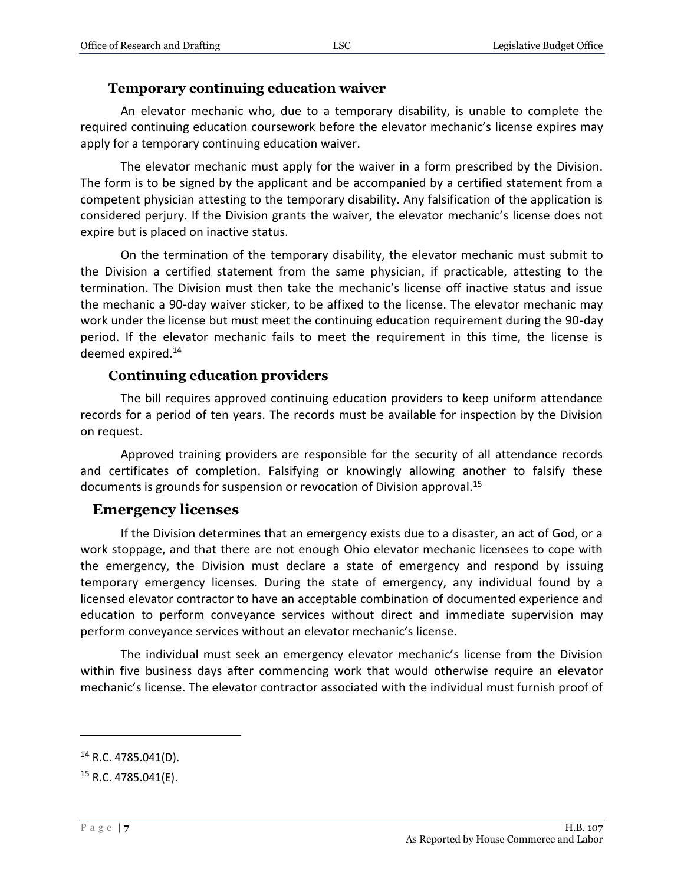### Temporary continuing education waiver

An elevator mechanic who, due to a temporary disability, is unable to complete the required continuing education coursework before the elevator mechanic's license expires may apply for a temporary continuing education waiver.

The elevator mechanic must apply for the waiver in a form prescribed by the Division. The form is to be signed by the applicant and be accompanied by a certified statement from a competent physician attesting to the temporary disability. Any falsification of the application is considered perjury. If the Division grants the waiver, the elevator mechanic's license does not expire but is placed on inactive status.

On the termination of the temporary disability, the elevator mechanic must submit to the Division a certified statement from the same physician, if practicable, attesting to the termination. The Division must then take the mechanic's license off inactive status and issue the mechanic a 90-day waiver sticker, to be affixed to the license. The elevator mechanic may work under the license but must meet the continuing education requirement during the 90-day period. If the elevator mechanic fails to meet the requirement in this time, the license is deemed expired.[14]

### Continuing education providers

The bill requires approved continuing education providers to keep uniform attendance records for a period of ten years. The records must be available for inspection by the Division on request.

Approved training providers are responsible for the security of all attendance records and certificates of completion. Falsifying or knowingly allowing another to falsify these documents is grounds for suspension or revocation of Division approval.[15]

## Emergency licenses

If the Division determines that an emergency exists due to a disaster, an act of God, or a work stoppage, and that there are not enough Ohio elevator mechanic licensees to cope with the emergency, the Division must declare a state of emergency and respond by issuing temporary emergency licenses. During the state of emergency, any individual found by a licensed elevator contractor to have an acceptable combination of documented experience and education to perform conveyance services without direct and immediate supervision may perform conveyance services without an elevator mechanic's license.

The individual must seek an emergency elevator mechanic's license from the Division within five business days after commencing work that would otherwise require an elevator mechanic's license. The elevator contractor associated with the individual must furnish proof of

---

[14] R.C. 4785.041(D).

[15] R.C. 4785.041(E).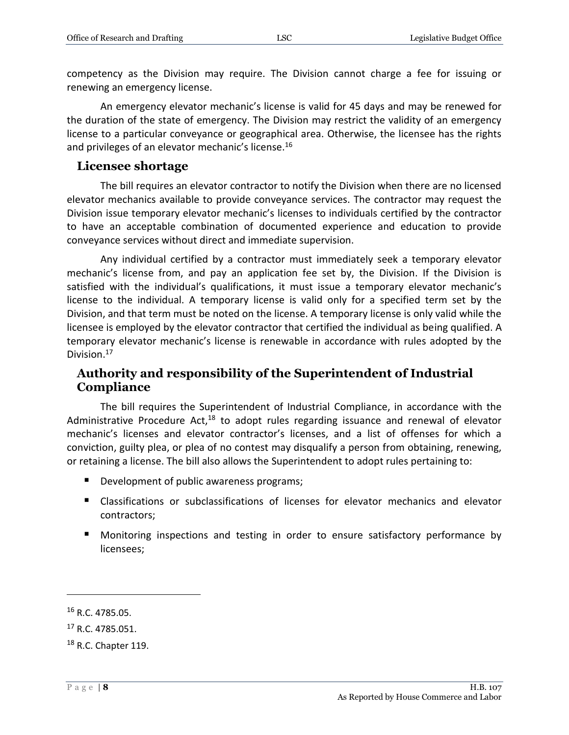competency as the Division may require. The Division cannot charge a fee for issuing or renewing an emergency license.

An emergency elevator mechanic's license is valid for 45 days and may be renewed for the duration of the state of emergency. The Division may restrict the validity of an emergency license to a particular conveyance or geographical area. Otherwise, the licensee has the rights and privileges of an elevator mechanic's license.[16]

## Licensee shortage

The bill requires an elevator contractor to notify the Division when there are no licensed elevator mechanics available to provide conveyance services. The contractor may request the Division issue temporary elevator mechanic's licenses to individuals certified by the contractor to have an acceptable combination of documented experience and education to provide conveyance services without direct and immediate supervision.

Any individual certified by a contractor must immediately seek a temporary elevator mechanic's license from, and pay an application fee set by, the Division. If the Division is satisfied with the individual's qualifications, it must issue a temporary elevator mechanic's license to the individual. A temporary license is valid only for a specified term set by the Division, and that term must be noted on the license. A temporary license is only valid while the licensee is employed by the elevator contractor that certified the individual as being qualified. A temporary elevator mechanic's license is renewable in accordance with rules adopted by the Division.[17]

## Authority and responsibility of the Superintendent of Industrial Compliance

The bill requires the Superintendent of Industrial Compliance, in accordance with the Administrative Procedure Act,[18] to adopt rules regarding issuance and renewal of elevator mechanic's licenses and elevator contractor's licenses, and a list of offenses for which a conviction, guilty plea, or plea of no contest may disqualify a person from obtaining, renewing, or retaining a license. The bill also allows the Superintendent to adopt rules pertaining to:

- Development of public awareness programs;
- Classifications or subclassifications of licenses for elevator mechanics and elevator contractors;
- Monitoring inspections and testing in order to ensure satisfactory performance by licensees;

---

[16] R.C. 4785.05.

[17] R.C. 4785.051.

[18] R.C. Chapter 119.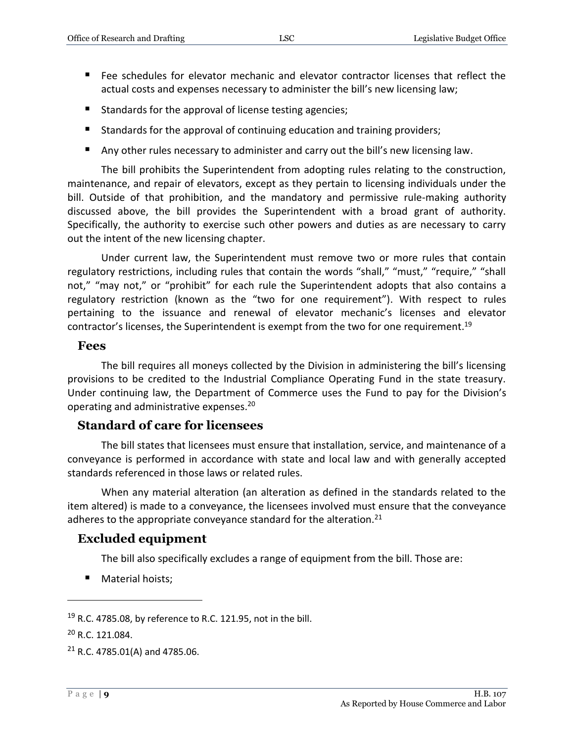- Fee schedules for elevator mechanic and elevator contractor licenses that reflect the actual costs and expenses necessary to administer the bill's new licensing law;
- Standards for the approval of license testing agencies;
- Standards for the approval of continuing education and training providers;
- Any other rules necessary to administer and carry out the bill's new licensing law.

The bill prohibits the Superintendent from adopting rules relating to the construction, maintenance, and repair of elevators, except as they pertain to licensing individuals under the bill. Outside of that prohibition, and the mandatory and permissive rule-making authority discussed above, the bill provides the Superintendent with a broad grant of authority. Specifically, the authority to exercise such other powers and duties as are necessary to carry out the intent of the new licensing chapter.

Under current law, the Superintendent must remove two or more rules that contain regulatory restrictions, including rules that contain the words "shall," "must," "require," "shall not," "may not," or "prohibit" for each rule the Superintendent adopts that also contains a regulatory restriction (known as the "two for one requirement"). With respect to rules pertaining to the issuance and renewal of elevator mechanic's licenses and elevator contractor's licenses, the Superintendent is exempt from the two for one requirement.[19]

### Fees

The bill requires all moneys collected by the Division in administering the bill's licensing provisions to be credited to the Industrial Compliance Operating Fund in the state treasury. Under continuing law, the Department of Commerce uses the Fund to pay for the Division's operating and administrative expenses.[20]

## Standard of care for licensees

The bill states that licensees must ensure that installation, service, and maintenance of a conveyance is performed in accordance with state and local law and with generally accepted standards referenced in those laws or related rules.

When any material alteration (an alteration as defined in the standards related to the item altered) is made to a conveyance, the licensees involved must ensure that the conveyance adheres to the appropriate conveyance standard for the alteration.[21]

## Excluded equipment

The bill also specifically excludes a range of equipment from the bill. Those are:

- Material hoists;

---

[19] R.C. 4785.08, by reference to R.C. 121.95, not in the bill.

[20] R.C. 121.084.

[21] R.C. 4785.01(A) and 4785.06.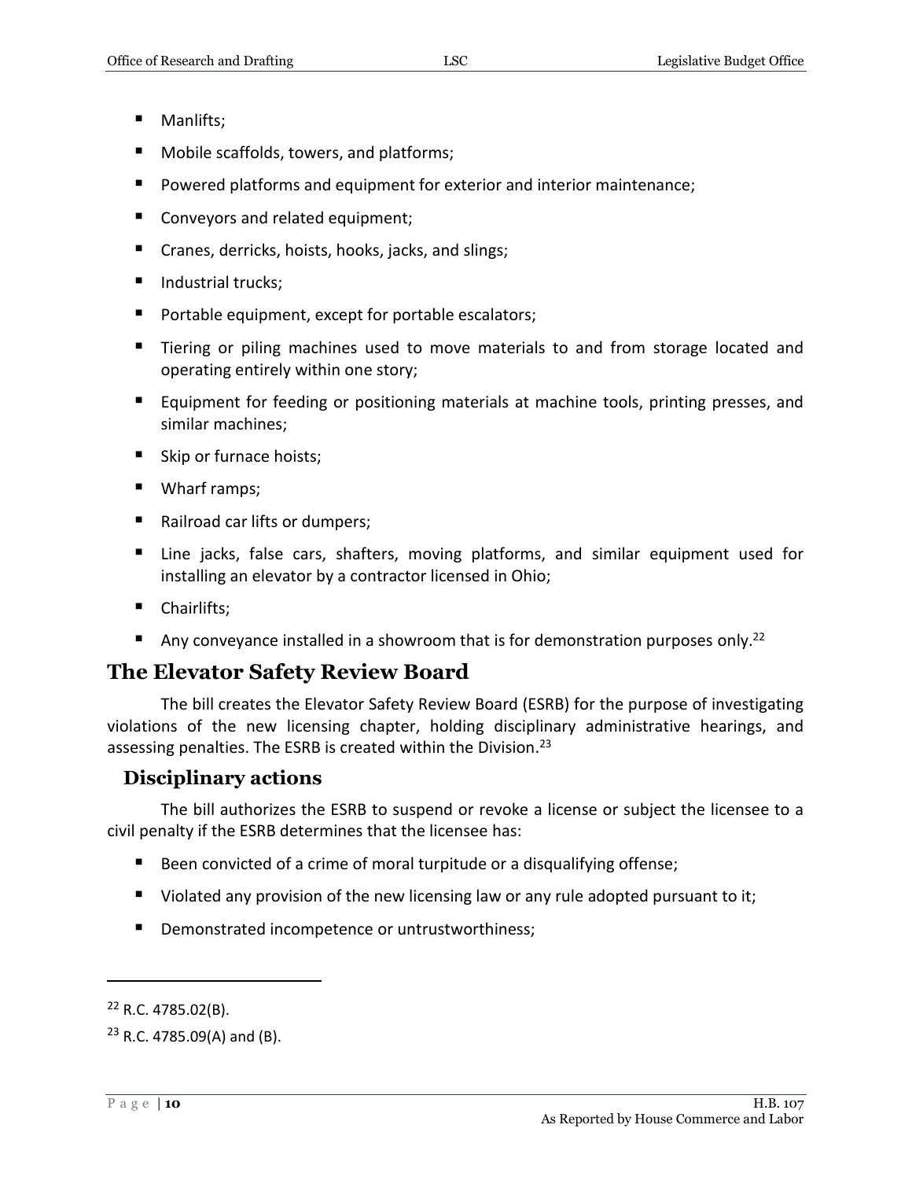- Manlifts;
- Mobile scaffolds, towers, and platforms;
- Powered platforms and equipment for exterior and interior maintenance;
- Conveyors and related equipment;
- Cranes, derricks, hoists, hooks, jacks, and slings;
- Industrial trucks;
- Portable equipment, except for portable escalators;
- Tiering or piling machines used to move materials to and from storage located and operating entirely within one story;
- Equipment for feeding or positioning materials at machine tools, printing presses, and similar machines;
- Skip or furnace hoists;
- Wharf ramps;
- Railroad car lifts or dumpers;
- Line jacks, false cars, shafters, moving platforms, and similar equipment used for installing an elevator by a contractor licensed in Ohio;
- Chairlifts;
- Any conveyance installed in a showroom that is for demonstration purposes only.[22]

## The Elevator Safety Review Board

The bill creates the Elevator Safety Review Board (ESRB) for the purpose of investigating violations of the new licensing chapter, holding disciplinary administrative hearings, and assessing penalties. The ESRB is created within the Division.[23]

### Disciplinary actions

The bill authorizes the ESRB to suspend or revoke a license or subject the licensee to a civil penalty if the ESRB determines that the licensee has:

- Been convicted of a crime of moral turpitude or a disqualifying offense;
- Violated any provision of the new licensing law or any rule adopted pursuant to it;
- Demonstrated incompetence or untrustworthiness;

---

[22] R.C. 4785.02(B).

[23] R.C. 4785.09(A) and (B).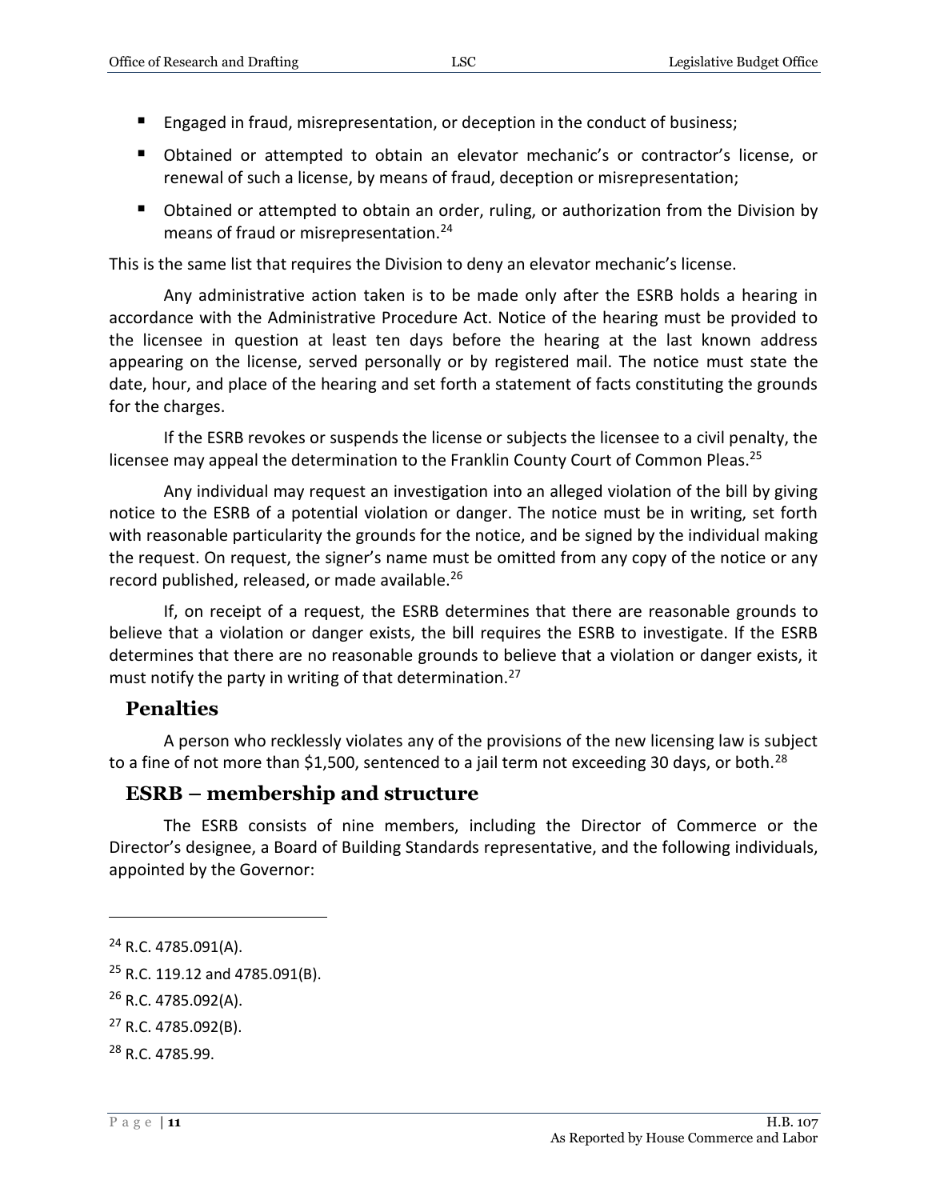- Engaged in fraud, misrepresentation, or deception in the conduct of business;
- Obtained or attempted to obtain an elevator mechanic's or contractor's license, or renewal of such a license, by means of fraud, deception or misrepresentation;
- Obtained or attempted to obtain an order, ruling, or authorization from the Division by means of fraud or misrepresentation.[24]

This is the same list that requires the Division to deny an elevator mechanic's license.

Any administrative action taken is to be made only after the ESRB holds a hearing in accordance with the Administrative Procedure Act. Notice of the hearing must be provided to the licensee in question at least ten days before the hearing at the last known address appearing on the license, served personally or by registered mail. The notice must state the date, hour, and place of the hearing and set forth a statement of facts constituting the grounds for the charges.

If the ESRB revokes or suspends the license or subjects the licensee to a civil penalty, the licensee may appeal the determination to the Franklin County Court of Common Pleas.[25]

Any individual may request an investigation into an alleged violation of the bill by giving notice to the ESRB of a potential violation or danger. The notice must be in writing, set forth with reasonable particularity the grounds for the notice, and be signed by the individual making the request. On request, the signer's name must be omitted from any copy of the notice or any record published, released, or made available.[26]

If, on receipt of a request, the ESRB determines that there are reasonable grounds to believe that a violation or danger exists, the bill requires the ESRB to investigate. If the ESRB determines that there are no reasonable grounds to believe that a violation or danger exists, it must notify the party in writing of that determination.[27]

## Penalties

A person who recklessly violates any of the provisions of the new licensing law is subject to a fine of not more than $1,500, sentenced to a jail term not exceeding 30 days, or both.[28]

## ESRB – membership and structure

The ESRB consists of nine members, including the Director of Commerce or the Director's designee, a Board of Building Standards representative, and the following individuals, appointed by the Governor:

---

[24] R.C. 4785.091(A).

[25] R.C. 119.12 and 4785.091(B).

[26] R.C. 4785.092(A).

[27] R.C. 4785.092(B).

[28] R.C. 4785.99.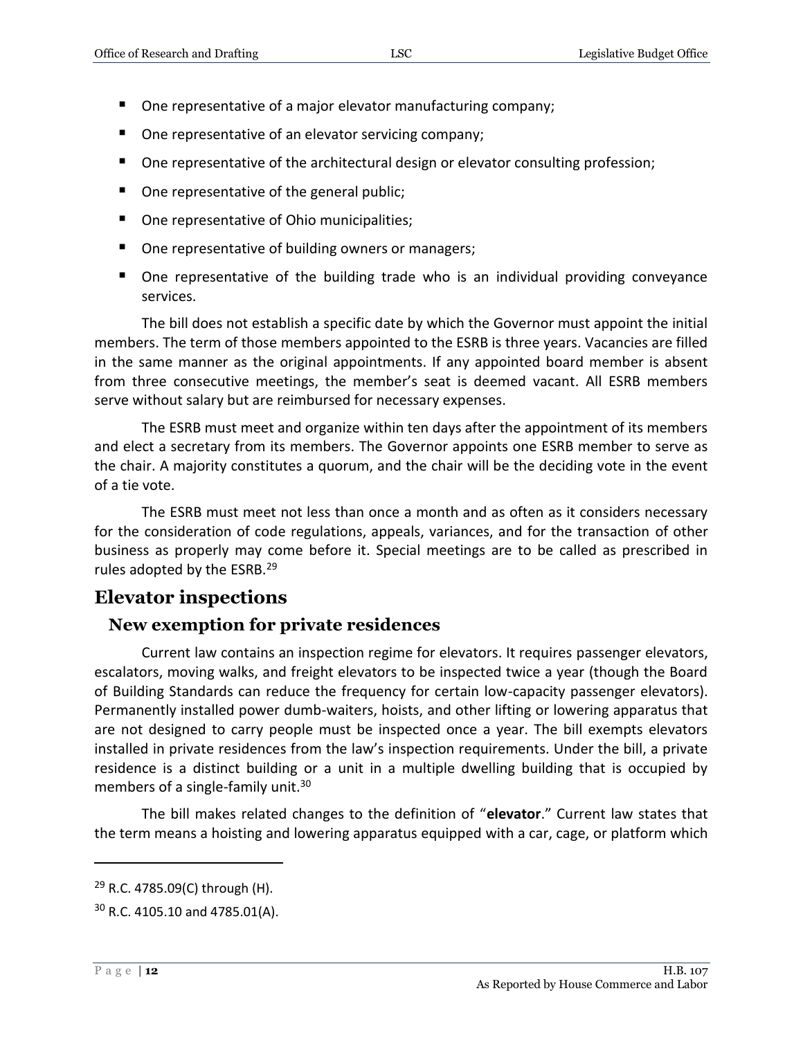- One representative of a major elevator manufacturing company;
- One representative of an elevator servicing company;
- One representative of the architectural design or elevator consulting profession;
- One representative of the general public;
- One representative of Ohio municipalities;
- One representative of building owners or managers;
- One representative of the building trade who is an individual providing conveyance services.

The bill does not establish a specific date by which the Governor must appoint the initial members. The term of those members appointed to the ESRB is three years. Vacancies are filled in the same manner as the original appointments. If any appointed board member is absent from three consecutive meetings, the member's seat is deemed vacant. All ESRB members serve without salary but are reimbursed for necessary expenses.

The ESRB must meet and organize within ten days after the appointment of its members and elect a secretary from its members. The Governor appoints one ESRB member to serve as the chair. A majority constitutes a quorum, and the chair will be the deciding vote in the event of a tie vote.

The ESRB must meet not less than once a month and as often as it considers necessary for the consideration of code regulations, appeals, variances, and for the transaction of other business as properly may come before it. Special meetings are to be called as prescribed in rules adopted by the ESRB.[29]

## Elevator inspections

### New exemption for private residences

Current law contains an inspection regime for elevators. It requires passenger elevators, escalators, moving walks, and freight elevators to be inspected twice a year (though the Board of Building Standards can reduce the frequency for certain low-capacity passenger elevators). Permanently installed power dumb-waiters, hoists, and other lifting or lowering apparatus that are not designed to carry people must be inspected once a year. The bill exempts elevators installed in private residences from the law's inspection requirements. Under the bill, a private residence is a distinct building or a unit in a multiple dwelling building that is occupied by members of a single-family unit.[30]

The bill makes related changes to the definition of "**elevator**." Current law states that the term means a hoisting and lowering apparatus equipped with a car, cage, or platform which

---

[29] R.C. 4785.09(C) through (H).

[30] R.C. 4105.10 and 4785.01(A).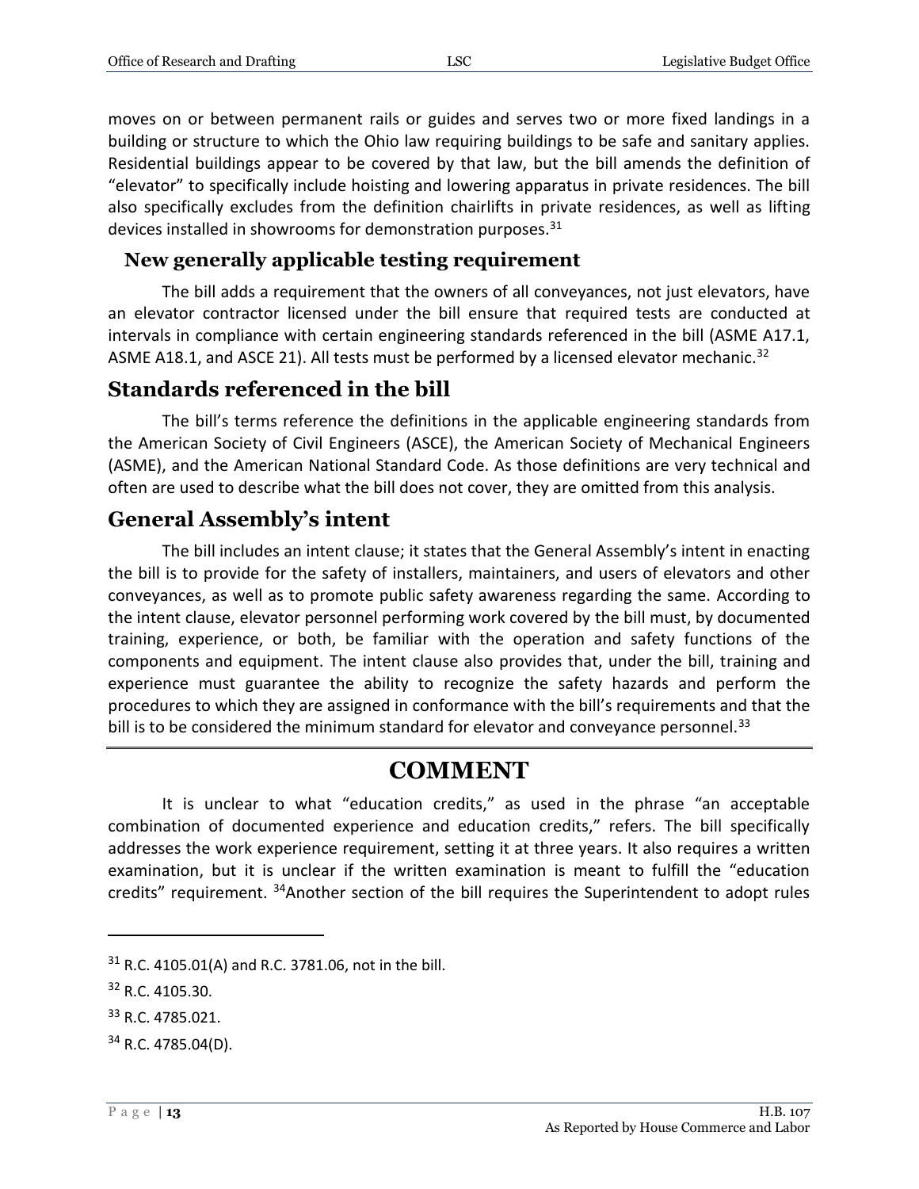moves on or between permanent rails or guides and serves two or more fixed landings in a building or structure to which the Ohio law requiring buildings to be safe and sanitary applies. Residential buildings appear to be covered by that law, but the bill amends the definition of "elevator" to specifically include hoisting and lowering apparatus in private residences. The bill also specifically excludes from the definition chairlifts in private residences, as well as lifting devices installed in showrooms for demonstration purposes.[31]

### New generally applicable testing requirement

The bill adds a requirement that the owners of all conveyances, not just elevators, have an elevator contractor licensed under the bill ensure that required tests are conducted at intervals in compliance with certain engineering standards referenced in the bill (ASME A17.1, ASME A18.1, and ASCE 21). All tests must be performed by a licensed elevator mechanic.[32]

## Standards referenced in the bill

The bill's terms reference the definitions in the applicable engineering standards from the American Society of Civil Engineers (ASCE), the American Society of Mechanical Engineers (ASME), and the American National Standard Code. As those definitions are very technical and often are used to describe what the bill does not cover, they are omitted from this analysis.

## General Assembly's intent

The bill includes an intent clause; it states that the General Assembly's intent in enacting the bill is to provide for the safety of installers, maintainers, and users of elevators and other conveyances, as well as to promote public safety awareness regarding the same. According to the intent clause, elevator personnel performing work covered by the bill must, by documented training, experience, or both, be familiar with the operation and safety functions of the components and equipment. The intent clause also provides that, under the bill, training and experience must guarantee the ability to recognize the safety hazards and perform the procedures to which they are assigned in conformance with the bill's requirements and that the bill is to be considered the minimum standard for elevator and conveyance personnel.[33]

# COMMENT

It is unclear to what "education credits," as used in the phrase "an acceptable combination of documented experience and education credits," refers. The bill specifically addresses the work experience requirement, setting it at three years. It also requires a written examination, but it is unclear if the written examination is meant to fulfill the "education credits" requirement. [34]Another section of the bill requires the Superintendent to adopt rules

---

[31] R.C. 4105.01(A) and R.C. 3781.06, not in the bill.

[32] R.C. 4105.30.

[33] R.C. 4785.021.

[34] R.C. 4785.04(D).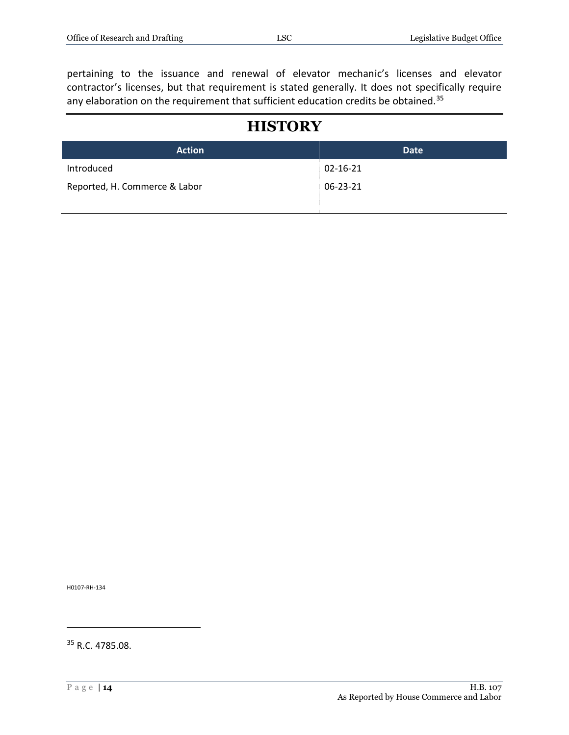pertaining to the issuance and renewal of elevator mechanic's licenses and elevator contractor's licenses, but that requirement is stated generally. It does not specifically require any elaboration on the requirement that sufficient education credits be obtained.[35]

# HISTORY

| Action | Date |
| --- | --- |
| Introduced | 02-16-21 |
| Reported, H. Commerce & Labor | 06-23-21 |

H0107-RH-134

[35] R.C. 4785.08.